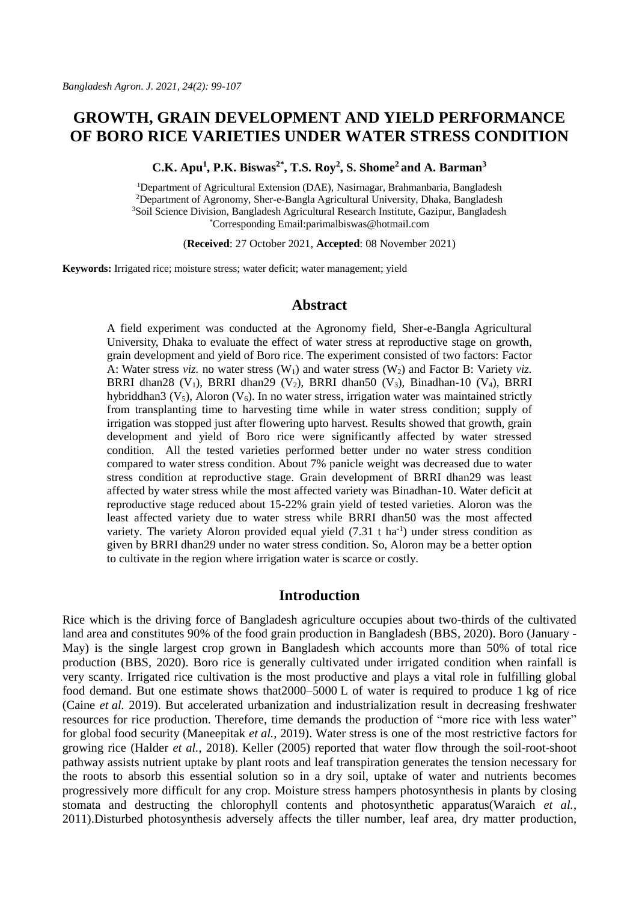# GROWTH, GRAIN DEVELOPMENT AND YIELD PERFORMANCE OF BORO RICE VARIETIES UNDER WATER STRESS CONDITION

**C.K. Apu[1], P.K. Biswas[2*], T.S. Roy[2], S. Shome[2] and A. Barman[3]**

[1]Department of Agricultural Extension (DAE), Nasirnagar, Brahmanbaria, Bangladesh
[2]Department of Agronomy, Sher-e-Bangla Agricultural University, Dhaka, Bangladesh
[3]Soil Science Division, Bangladesh Agricultural Research Institute, Gazipur, Bangladesh
[*]Corresponding Email:parimalbiswas@hotmail.com

(**Received**: 27 October 2021, **Accepted**: 08 November 2021)

**Keywords:** Irrigated rice; moisture stress; water deficit; water management; yield

## Abstract

A field experiment was conducted at the Agronomy field, Sher-e-Bangla Agricultural University, Dhaka to evaluate the effect of water stress at reproductive stage on growth, grain development and yield of Boro rice. The experiment consisted of two factors: Factor A: Water stress *viz.* no water stress ($W_1$) and water stress ($W_2$) and Factor B: Variety *viz.* BRRI dhan28 ($V_1$), BRRI dhan29 ($V_2$), BRRI dhan50 ($V_3$), Binadhan-10 ($V_4$), BRRI hybriddhan3 ($V_5$), Aloron ($V_6$). In no water stress, irrigation water was maintained strictly from transplanting time to harvesting time while in water stress condition; supply of irrigation was stopped just after flowering upto harvest. Results showed that growth, grain development and yield of Boro rice were significantly affected by water stressed condition. All the tested varieties performed better under no water stress condition compared to water stress condition. About 7% panicle weight was decreased due to water stress condition at reproductive stage. Grain development of BRRI dhan29 was least affected by water stress while the most affected variety was Binadhan-10. Water deficit at reproductive stage reduced about 15-22% grain yield of tested varieties. Aloron was the least affected variety due to water stress while BRRI dhan50 was the most affected variety. The variety Aloron provided equal yield (7.31 t $ha^{-1}$) under stress condition as given by BRRI dhan29 under no water stress condition. So, Aloron may be a better option to cultivate in the region where irrigation water is scarce or costly.

## Introduction

Rice which is the driving force of Bangladesh agriculture occupies about two-thirds of the cultivated land area and constitutes 90% of the food grain production in Bangladesh (BBS, 2020). Boro (January - May) is the single largest crop grown in Bangladesh which accounts more than 50% of total rice production (BBS, 2020). Boro rice is generally cultivated under irrigated condition when rainfall is very scanty. Irrigated rice cultivation is the most productive and plays a vital role in fulfilling global food demand. But one estimate shows that2000–5000 L of water is required to produce 1 kg of rice (Caine *et al.* 2019). But accelerated urbanization and industrialization result in decreasing freshwater resources for rice production. Therefore, time demands the production of "more rice with less water" for global food security (Maneepitak *et al.*, 2019). Water stress is one of the most restrictive factors for growing rice (Halder *et al.*, 2018). Keller (2005) reported that water flow through the soil-root-shoot pathway assists nutrient uptake by plant roots and leaf transpiration generates the tension necessary for the roots to absorb this essential solution so in a dry soil, uptake of water and nutrients becomes progressively more difficult for any crop. Moisture stress hampers photosynthesis in plants by closing stomata and destructing the chlorophyll contents and photosynthetic apparatus(Waraich *et al.*, 2011).Disturbed photosynthesis adversely affects the tiller number, leaf area, dry matter production,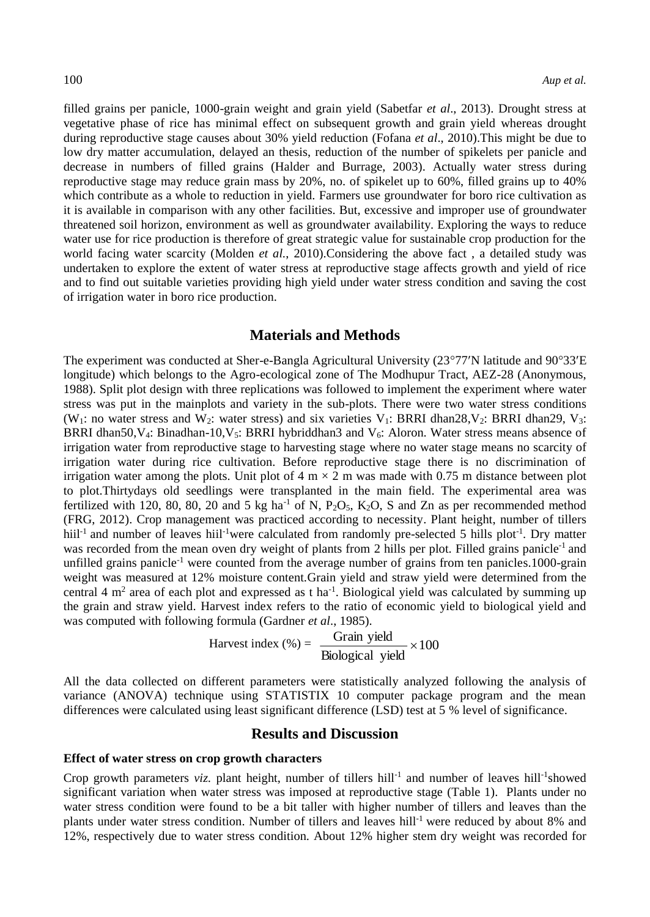filled grains per panicle, 1000-grain weight and grain yield (Sabetfar *et al*., 2013). Drought stress at vegetative phase of rice has minimal effect on subsequent growth and grain yield whereas drought during reproductive stage causes about 30% yield reduction (Fofana *et al*., 2010).This might be due to low dry matter accumulation, delayed an thesis, reduction of the number of spikelets per panicle and decrease in numbers of filled grains (Halder and Burrage, 2003). Actually water stress during reproductive stage may reduce grain mass by 20%, no. of spikelet up to 60%, filled grains up to 40% which contribute as a whole to reduction in yield. Farmers use groundwater for boro rice cultivation as it is available in comparison with any other facilities. But, excessive and improper use of groundwater threatened soil horizon, environment as well as groundwater availability. Exploring the ways to reduce water use for rice production is therefore of great strategic value for sustainable crop production for the world facing water scarcity (Molden *et al.*, 2010).Considering the above fact , a detailed study was undertaken to explore the extent of water stress at reproductive stage affects growth and yield of rice and to find out suitable varieties providing high yield under water stress condition and saving the cost of irrigation water in boro rice production.

## Materials and Methods

The experiment was conducted at Sher-e-Bangla Agricultural University (23°77′N latitude and 90°33′E longitude) which belongs to the Agro-ecological zone of The Modhupur Tract, AEZ-28 (Anonymous, 1988). Split plot design with three replications was followed to implement the experiment where water stress was put in the mainplots and variety in the sub-plots. There were two water stress conditions ($W_1$: no water stress and $W_2$: water stress) and six varieties $V_1$: BRRI dhan28,$V_2$: BRRI dhan29, $V_3$: BRRI dhan50,$V_4$: Binadhan-10,$V_5$: BRRI hybriddhan3 and $V_6$: Aloron. Water stress means absence of irrigation water from reproductive stage to harvesting stage where no water stage means no scarcity of irrigation water during rice cultivation. Before reproductive stage there is no discrimination of irrigation water among the plots. Unit plot of 4 m × 2 m was made with 0.75 m distance between plot to plot.Thirtydays old seedlings were transplanted in the main field. The experimental area was fertilized with 120, 80, 80, 20 and 5 kg ha$^{-1}$ of N, $P_2O_5$, $K_2O$, S and Zn as per recommended method (FRG, 2012). Crop management was practiced according to necessity. Plant height, number of tillers hiil$^{-1}$ and number of leaves hiil$^{-1}$were calculated from randomly pre-selected 5 hills plot$^{-1}$. Dry matter was recorded from the mean oven dry weight of plants from 2 hills per plot. Filled grains panicle$^{-1}$ and unfilled grains panicle$^{-1}$ were counted from the average number of grains from ten panicles.1000-grain weight was measured at 12% moisture content.Grain yield and straw yield were determined from the central 4 m$^2$ area of each plot and expressed as t ha$^{-1}$. Biological yield was calculated by summing up the grain and straw yield. Harvest index refers to the ratio of economic yield to biological yield and was computed with following formula (Gardner *et al*., 1985).

$$\text{Harvest index (\%)} = \frac{\text{Grain yield}}{\text{Biological yield}} \times 100$$

All the data collected on different parameters were statistically analyzed following the analysis of variance (ANOVA) technique using STATISTIX 10 computer package program and the mean differences were calculated using least significant difference (LSD) test at 5 % level of significance.

## Results and Discussion

### Effect of water stress on crop growth characters

Crop growth parameters *viz.* plant height, number of tillers hill$^{-1}$ and number of leaves hill$^{-1}$showed significant variation when water stress was imposed at reproductive stage (Table 1). Plants under no water stress condition were found to be a bit taller with higher number of tillers and leaves than the plants under water stress condition. Number of tillers and leaves hill$^{-1}$ were reduced by about 8% and 12%, respectively due to water stress condition. About 12% higher stem dry weight was recorded for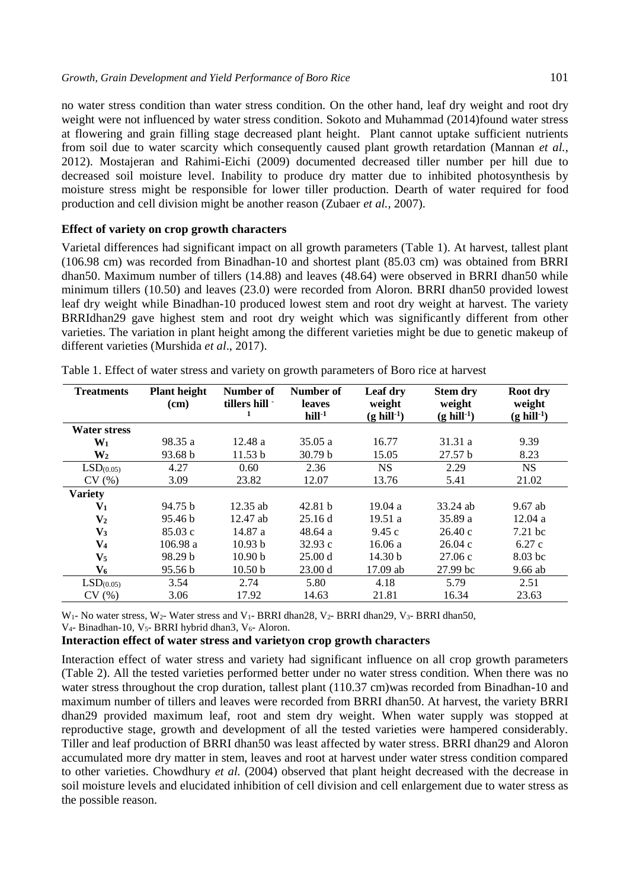no water stress condition than water stress condition. On the other hand, leaf dry weight and root dry weight were not influenced by water stress condition. Sokoto and Muhammad (2014)found water stress at flowering and grain filling stage decreased plant height. Plant cannot uptake sufficient nutrients from soil due to water scarcity which consequently caused plant growth retardation (Mannan *et al.*, 2012). Mostajeran and Rahimi-Eichi (2009) documented decreased tiller number per hill due to decreased soil moisture level. Inability to produce dry matter due to inhibited photosynthesis by moisture stress might be responsible for lower tiller production. Dearth of water required for food production and cell division might be another reason (Zubaer *et al.*, 2007).

### Effect of variety on crop growth characters

Varietal differences had significant impact on all growth parameters (Table 1). At harvest, tallest plant (106.98 cm) was recorded from Binadhan-10 and shortest plant (85.03 cm) was obtained from BRRI dhan50. Maximum number of tillers (14.88) and leaves (48.64) were observed in BRRI dhan50 while minimum tillers (10.50) and leaves (23.0) were recorded from Aloron. BRRI dhan50 provided lowest leaf dry weight while Binadhan-10 produced lowest stem and root dry weight at harvest. The variety BRRIdhan29 gave highest stem and root dry weight which was significantly different from other varieties. The variation in plant height among the different varieties might be due to genetic makeup of different varieties (Murshida *et al*., 2017).

Table 1. Effect of water stress and variety on growth parameters of Boro rice at harvest

| Treatments | Plant height (cm) | Number of tillers hill$^{-1}$ | Number of leaves hill$^{-1}$ | Leaf dry weight (g hill$^{-1}$) | Stem dry weight (g hill$^{-1}$) | Root dry weight (g hill$^{-1}$) |
|---|---|---|---|---|---|---|
| **Water stress** | | | | | | |
| $W_1$ | 98.35 a | 12.48 a | 35.05 a | 16.77 | 31.31 a | 9.39 |
| $W_2$ | 93.68 b | 11.53 b | 30.79 b | 15.05 | 27.57 b | 8.23 |
| $LSD_{(0.05)}$ | 4.27 | 0.60 | 2.36 | NS | 2.29 | NS |
| CV (%) | 3.09 | 23.82 | 12.07 | 13.76 | 5.41 | 21.02 |
| **Variety** | | | | | | |
| $V_1$ | 94.75 b | 12.35 ab | 42.81 b | 19.04 a | 33.24 ab | 9.67 ab |
| $V_2$ | 95.46 b | 12.47 ab | 25.16 d | 19.51 a | 35.89 a | 12.04 a |
| $V_3$ | 85.03 c | 14.87 a | 48.64 a | 9.45 c | 26.40 c | 7.21 bc |
| $V_4$ | 106.98 a | 10.93 b | 32.93 c | 16.06 a | 26.04 c | 6.27 c |
| $V_5$ | 98.29 b | 10.90 b | 25.00 d | 14.30 b | 27.06 c | 8.03 bc |
| $V_6$ | 95.56 b | 10.50 b | 23.00 d | 17.09 ab | 27.99 bc | 9.66 ab |
| $LSD_{(0.05)}$ | 3.54 | 2.74 | 5.80 | 4.18 | 5.79 | 2.51 |
| CV (%) | 3.06 | 17.92 | 14.63 | 21.81 | 16.34 | 23.63 |

$W_1$- No water stress, $W_2$- Water stress and $V_1$- BRRI dhan28, $V_2$- BRRI dhan29, $V_3$- BRRI dhan50, $V_4$- Binadhan-10, $V_5$- BRRI hybrid dhan3, $V_6$- Aloron.

### Interaction effect of water stress and varietyon crop growth characters

Interaction effect of water stress and variety had significant influence on all crop growth parameters (Table 2). All the tested varieties performed better under no water stress condition. When there was no water stress throughout the crop duration, tallest plant (110.37 cm)was recorded from Binadhan-10 and maximum number of tillers and leaves were recorded from BRRI dhan50. At harvest, the variety BRRI dhan29 provided maximum leaf, root and stem dry weight. When water supply was stopped at reproductive stage, growth and development of all the tested varieties were hampered considerably. Tiller and leaf production of BRRI dhan50 was least affected by water stress. BRRI dhan29 and Aloron accumulated more dry matter in stem, leaves and root at harvest under water stress condition compared to other varieties. Chowdhury *et al.* (2004) observed that plant height decreased with the decrease in soil moisture levels and elucidated inhibition of cell division and cell enlargement due to water stress as the possible reason.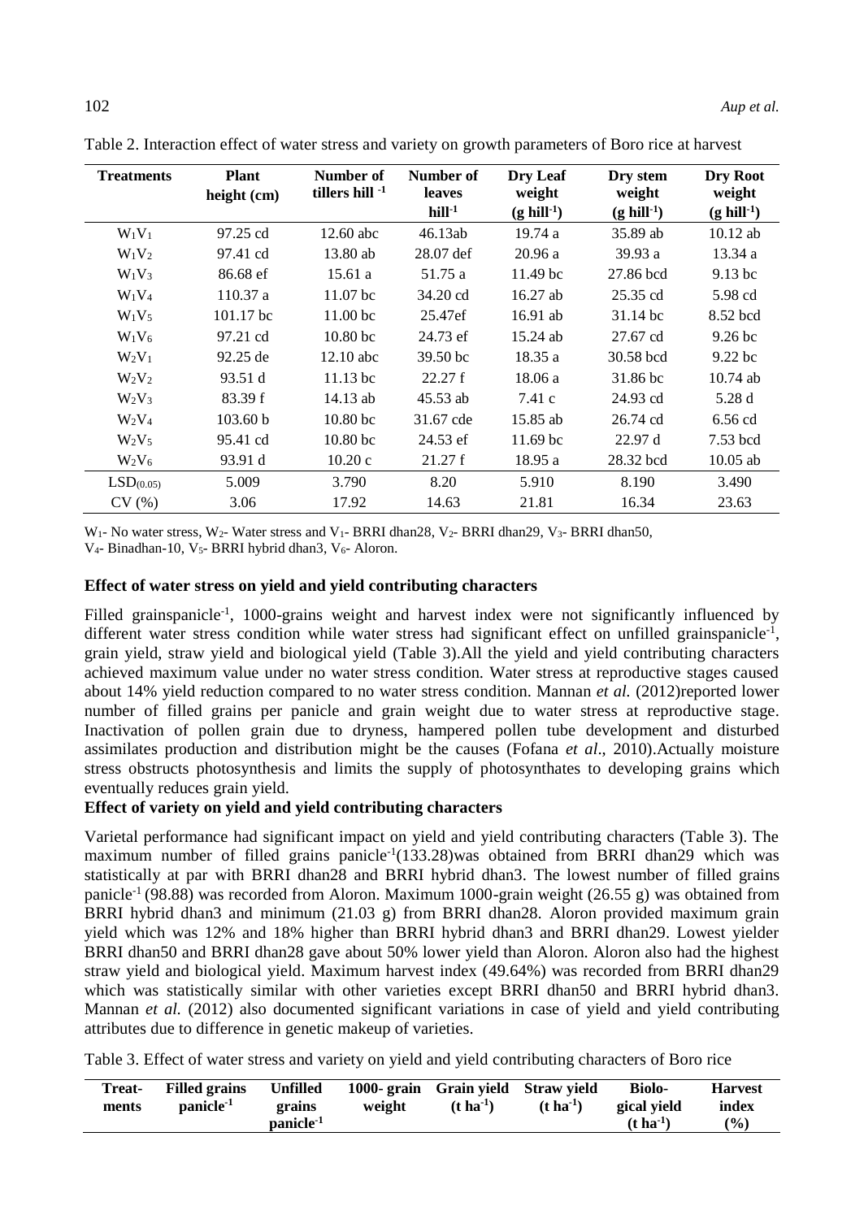Table 2. Interaction effect of water stress and variety on growth parameters of Boro rice at harvest

| Treatments | Plant height (cm) | Number of tillers hill $^{-1}$ | Number of leaves hill$^{-1}$ | Dry Leaf weight (g hill$^{-1}$) | Dry stem weight (g hill$^{-1}$) | Dry Root weight (g hill$^{-1}$) |
|---|---|---|---|---|---|---|
| $W_1V_1$ | 97.25 cd | 12.60 abc | 46.13ab | 19.74 a | 35.89 ab | 10.12 ab |
| $W_1V_2$ | 97.41 cd | 13.80 ab | 28.07 def | 20.96 a | 39.93 a | 13.34 a |
| $W_1V_3$ | 86.68 ef | 15.61 a | 51.75 a | 11.49 bc | 27.86 bcd | 9.13 bc |
| $W_1V_4$ | 110.37 a | 11.07 bc | 34.20 cd | 16.27 ab | 25.35 cd | 5.98 cd |
| $W_1V_5$ | 101.17 bc | 11.00 bc | 25.47ef | 16.91 ab | 31.14 bc | 8.52 bcd |
| $W_1V_6$ | 97.21 cd | 10.80 bc | 24.73 ef | 15.24 ab | 27.67 cd | 9.26 bc |
| $W_2V_1$ | 92.25 de | 12.10 abc | 39.50 bc | 18.35 a | 30.58 bcd | 9.22 bc |
| $W_2V_2$ | 93.51 d | 11.13 bc | 22.27 f | 18.06 a | 31.86 bc | 10.74 ab |
| $W_2V_3$ | 83.39 f | 14.13 ab | 45.53 ab | 7.41 c | 24.93 cd | 5.28 d |
| $W_2V_4$ | 103.60 b | 10.80 bc | 31.67 cde | 15.85 ab | 26.74 cd | 6.56 cd |
| $W_2V_5$ | 95.41 cd | 10.80 bc | 24.53 ef | 11.69 bc | 22.97 d | 7.53 bcd |
| $W_2V_6$ | 93.91 d | 10.20 c | 21.27 f | 18.95 a | 28.32 bcd | 10.05 ab |
| $LSD_{(0.05)}$ | 5.009 | 3.790 | 8.20 | 5.910 | 8.190 | 3.490 |
| CV (%) | 3.06 | 17.92 | 14.63 | 21.81 | 16.34 | 23.63 |

$W_1$- No water stress, $W_2$- Water stress and $V_1$- BRRI dhan28, $V_2$- BRRI dhan29, $V_3$- BRRI dhan50, $V_4$- Binadhan-10, $V_5$- BRRI hybrid dhan3, $V_6$- Aloron.

### Effect of water stress on yield and yield contributing characters

Filled grainspanicle$^{-1}$, 1000-grains weight and harvest index were not significantly influenced by different water stress condition while water stress had significant effect on unfilled grainspanicle$^{-1}$, grain yield, straw yield and biological yield (Table 3).All the yield and yield contributing characters achieved maximum value under no water stress condition. Water stress at reproductive stages caused about 14% yield reduction compared to no water stress condition. Mannan *et al.* (2012)reported lower number of filled grains per panicle and grain weight due to water stress at reproductive stage. Inactivation of pollen grain due to dryness, hampered pollen tube development and disturbed assimilates production and distribution might be the causes (Fofana *et al*., 2010).Actually moisture stress obstructs photosynthesis and limits the supply of photosynthates to developing grains which eventually reduces grain yield.

### Effect of variety on yield and yield contributing characters

Varietal performance had significant impact on yield and yield contributing characters (Table 3). The maximum number of filled grains panicle$^{-1}$(133.28)was obtained from BRRI dhan29 which was statistically at par with BRRI dhan28 and BRRI hybrid dhan3. The lowest number of filled grains panicle$^{-1}$ (98.88) was recorded from Aloron. Maximum 1000-grain weight (26.55 g) was obtained from BRRI hybrid dhan3 and minimum (21.03 g) from BRRI dhan28. Aloron provided maximum grain yield which was 12% and 18% higher than BRRI hybrid dhan3 and BRRI dhan29. Lowest yielder BRRI dhan50 and BRRI dhan28 gave about 50% lower yield than Aloron. Aloron also had the highest straw yield and biological yield. Maximum harvest index (49.64%) was recorded from BRRI dhan29 which was statistically similar with other varieties except BRRI dhan50 and BRRI hybrid dhan3. Mannan *et al.* (2012) also documented significant variations in case of yield and yield contributing attributes due to difference in genetic makeup of varieties.

Table 3. Effect of water stress and variety on yield and yield contributing characters of Boro rice

| Treat-ments | Filled grains panicle$^{-1}$ | Unfilled grains panicle$^{-1}$ | 1000- grain weight | Grain yield (t ha$^{-1}$) | Straw yield (t ha$^{-1}$) | Biolo-gical yield (t ha$^{-1}$) | Harvest index (%) |
|---|---|---|---|---|---|---|---|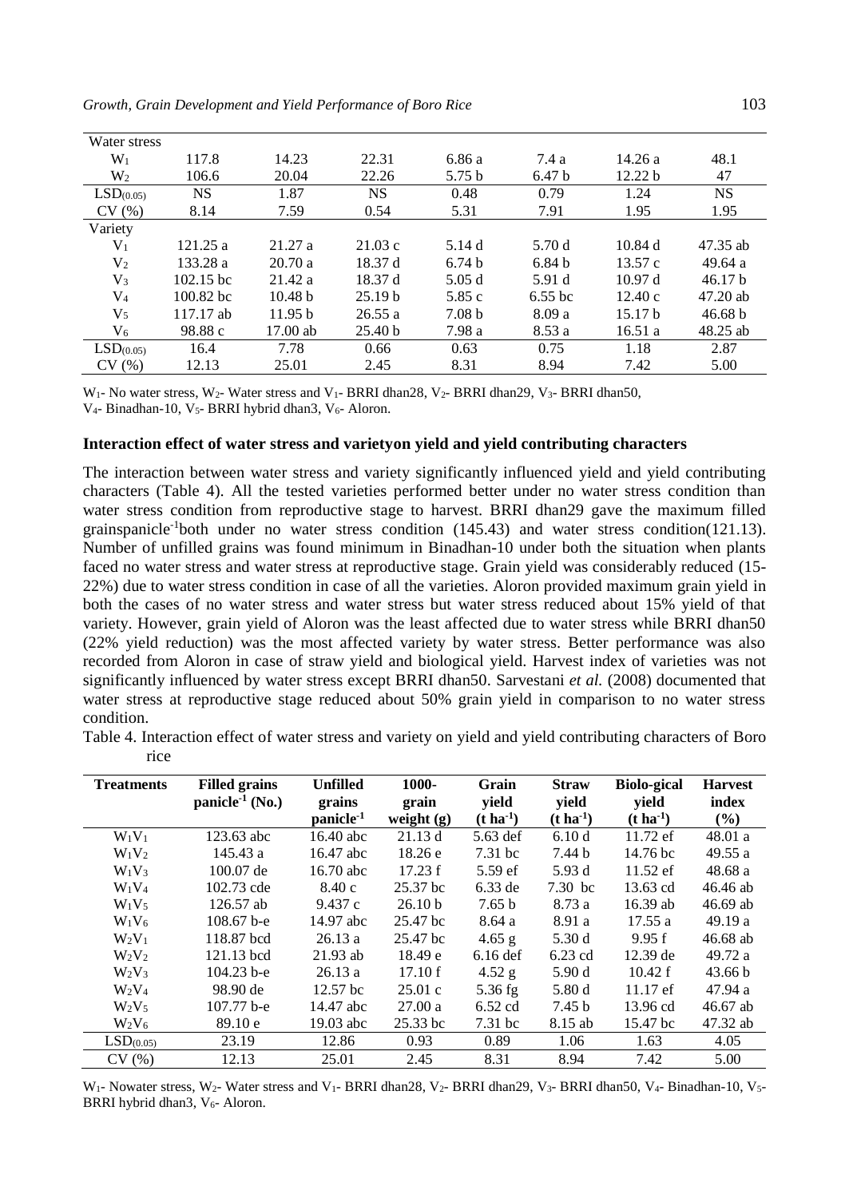| Water stress | | | | | | | |
|---|---|---|---|---|---|---|---|
| $W_1$ | 117.8 | 14.23 | 22.31 | 6.86 a | 7.4 a | 14.26 a | 48.1 |
| $W_2$ | 106.6 | 20.04 | 22.26 | 5.75 b | 6.47 b | 12.22 b | 47 |
| $LSD_{(0.05)}$ | NS | 1.87 | NS | 0.48 | 0.79 | 1.24 | NS |
| CV (%) | 8.14 | 7.59 | 0.54 | 5.31 | 7.91 | 1.95 | 1.95 |
| Variety | | | | | | | |
| $V_1$ | 121.25 a | 21.27 a | 21.03 c | 5.14 d | 5.70 d | 10.84 d | 47.35 ab |
| $V_2$ | 133.28 a | 20.70 a | 18.37 d | 6.74 b | 6.84 b | 13.57 c | 49.64 a |
| $V_3$ | 102.15 bc | 21.42 a | 18.37 d | 5.05 d | 5.91 d | 10.97 d | 46.17 b |
| $V_4$ | 100.82 bc | 10.48 b | 25.19 b | 5.85 c | 6.55 bc | 12.40 c | 47.20 ab |
| $V_5$ | 117.17 ab | 11.95 b | 26.55 a | 7.08 b | 8.09 a | 15.17 b | 46.68 b |
| $V_6$ | 98.88 c | 17.00 ab | 25.40 b | 7.98 a | 8.53 a | 16.51 a | 48.25 ab |
| $LSD_{(0.05)}$ | 16.4 | 7.78 | 0.66 | 0.63 | 0.75 | 1.18 | 2.87 |
| CV (%) | 12.13 | 25.01 | 2.45 | 8.31 | 8.94 | 7.42 | 5.00 |

$W_1$- No water stress, $W_2$- Water stress and $V_1$- BRRI dhan28, $V_2$- BRRI dhan29, $V_3$- BRRI dhan50, $V_4$- Binadhan-10, $V_5$- BRRI hybrid dhan3, $V_6$- Aloron.

**Interaction effect of water stress and varietyon yield and yield contributing characters**

The interaction between water stress and variety significantly influenced yield and yield contributing characters (Table 4). All the tested varieties performed better under no water stress condition than water stress condition from reproductive stage to harvest. BRRI dhan29 gave the maximum filled grainspanicle$^{-1}$both under no water stress condition (145.43) and water stress condition(121.13). Number of unfilled grains was found minimum in Binadhan-10 under both the situation when plants faced no water stress and water stress at reproductive stage. Grain yield was considerably reduced (15-22%) due to water stress condition in case of all the varieties. Aloron provided maximum grain yield in both the cases of no water stress and water stress but water stress reduced about 15% yield of that variety. However, grain yield of Aloron was the least affected due to water stress while BRRI dhan50 (22% yield reduction) was the most affected variety by water stress. Better performance was also recorded from Aloron in case of straw yield and biological yield. Harvest index of varieties was not significantly influenced by water stress except BRRI dhan50. Sarvestani *et al.* (2008) documented that water stress at reproductive stage reduced about 50% grain yield in comparison to no water stress condition.

Table 4. Interaction effect of water stress and variety on yield and yield contributing characters of Boro rice

| Treatments | Filled grains panicle$^{-1}$ (No.) | Unfilled grains panicle$^{-1}$ | 1000-grain weight (g) | Grain yield (t ha$^{-1}$) | Straw yield (t ha$^{-1}$) | Biolo-gical yield (t ha$^{-1}$) | Harvest index (%) |
|---|---|---|---|---|---|---|---|
| $W_1V_1$ | 123.63 abc | 16.40 abc | 21.13 d | 5.63 def | 6.10 d | 11.72 ef | 48.01 a |
| $W_1V_2$ | 145.43 a | 16.47 abc | 18.26 e | 7.31 bc | 7.44 b | 14.76 bc | 49.55 a |
| $W_1V_3$ | 100.07 de | 16.70 abc | 17.23 f | 5.59 ef | 5.93 d | 11.52 ef | 48.68 a |
| $W_1V_4$ | 102.73 cde | 8.40 c | 25.37 bc | 6.33 de | 7.30 bc | 13.63 cd | 46.46 ab |
| $W_1V_5$ | 126.57 ab | 9.437 c | 26.10 b | 7.65 b | 8.73 a | 16.39 ab | 46.69 ab |
| $W_1V_6$ | 108.67 b-e | 14.97 abc | 25.47 bc | 8.64 a | 8.91 a | 17.55 a | 49.19 a |
| $W_2V_1$ | 118.87 bcd | 26.13 a | 25.47 bc | 4.65 g | 5.30 d | 9.95 f | 46.68 ab |
| $W_2V_2$ | 121.13 bcd | 21.93 ab | 18.49 e | 6.16 def | 6.23 cd | 12.39 de | 49.72 a |
| $W_2V_3$ | 104.23 b-e | 26.13 a | 17.10 f | 4.52 g | 5.90 d | 10.42 f | 43.66 b |
| $W_2V_4$ | 98.90 de | 12.57 bc | 25.01 c | 5.36 fg | 5.80 d | 11.17 ef | 47.94 a |
| $W_2V_5$ | 107.77 b-e | 14.47 abc | 27.00 a | 6.52 cd | 7.45 b | 13.96 cd | 46.67 ab |
| $W_2V_6$ | 89.10 e | 19.03 abc | 25.33 bc | 7.31 bc | 8.15 ab | 15.47 bc | 47.32 ab |
| $LSD_{(0.05)}$ | 23.19 | 12.86 | 0.93 | 0.89 | 1.06 | 1.63 | 4.05 |
| CV (%) | 12.13 | 25.01 | 2.45 | 8.31 | 8.94 | 7.42 | 5.00 |

$W_1$- Nowater stress, $W_2$- Water stress and $V_1$- BRRI dhan28, $V_2$- BRRI dhan29, $V_3$- BRRI dhan50, $V_4$- Binadhan-10, $V_5$- BRRI hybrid dhan3, $V_6$- Aloron.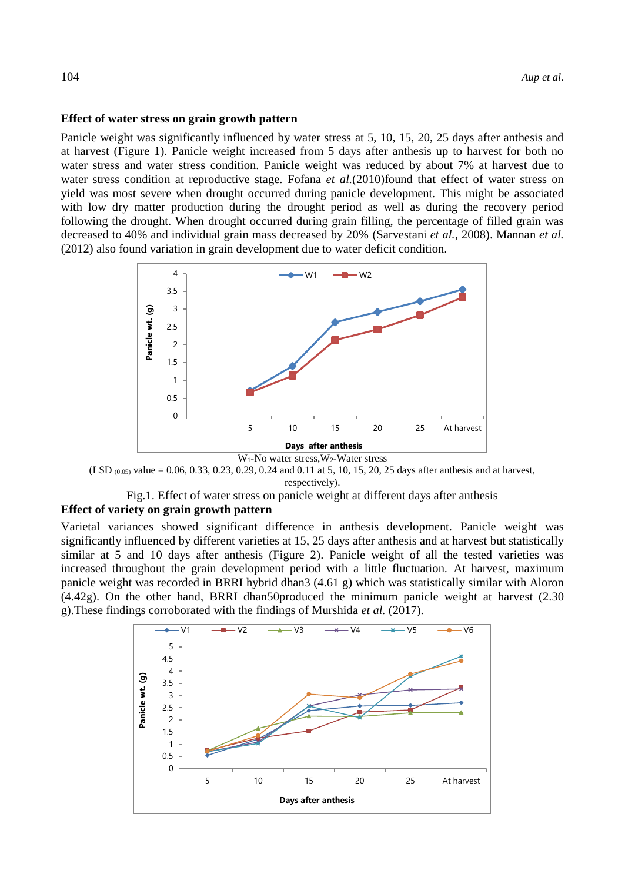### Effect of water stress on grain growth pattern

Panicle weight was significantly influenced by water stress at 5, 10, 15, 20, 25 days after anthesis and at harvest (Figure 1). Panicle weight increased from 5 days after anthesis up to harvest for both no water stress and water stress condition. Panicle weight was reduced by about 7% at harvest due to water stress condition at reproductive stage. Fofana *et al.*(2010)found that effect of water stress on yield was most severe when drought occurred during panicle development. This might be associated with low dry matter production during the drought period as well as during the recovery period following the drought. When drought occurred during grain filling, the percentage of filled grain was decreased to 40% and individual grain mass decreased by 20% (Sarvestani *et al.*, 2008). Mannan *et al.* (2012) also found variation in grain development due to water deficit condition.

$W_1$-No water stress, $W_2$-Water stress

(LSD $_{(0.05)}$ value = 0.06, 0.33, 0.23, 0.29, 0.24 and 0.11 at 5, 10, 15, 20, 25 days after anthesis and at harvest, respectively).

Fig.1. Effect of water stress on panicle weight at different days after anthesis

### Effect of variety on grain growth pattern

Varietal variances showed significant difference in anthesis development. Panicle weight was significantly influenced by different varieties at 15, 25 days after anthesis and at harvest but statistically similar at 5 and 10 days after anthesis (Figure 2). Panicle weight of all the tested varieties was increased throughout the grain development period with a little fluctuation. At harvest, maximum panicle weight was recorded in BRRI hybrid dhan3 (4.61 g) which was statistically similar with Aloron (4.42g). On the other hand, BRRI dhan50produced the minimum panicle weight at harvest (2.30 g).These findings corroborated with the findings of Murshida *et al.* (2017).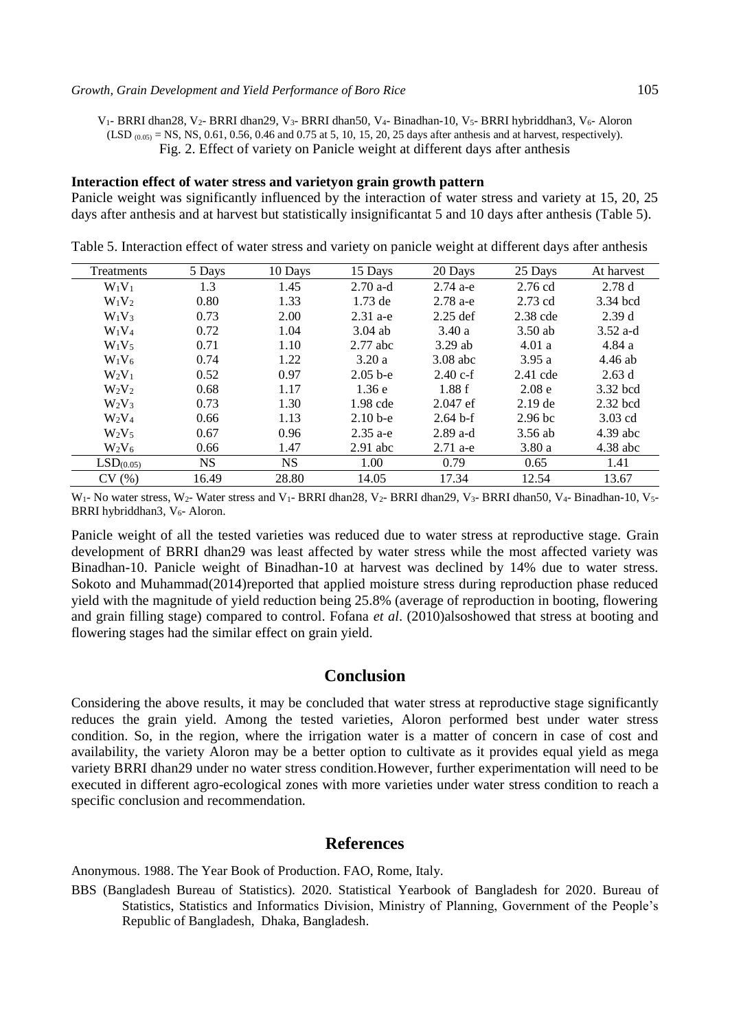$V_1$- BRRI dhan28, $V_2$- BRRI dhan29, $V_3$- BRRI dhan50, $V_4$- Binadhan-10, $V_5$- BRRI hybriddhan3, $V_6$- Aloron (LSD $_{(0.05)}$ = NS, NS, 0.61, 0.56, 0.46 and 0.75 at 5, 10, 15, 20, 25 days after anthesis and at harvest, respectively).

Fig. 2. Effect of variety on Panicle weight at different days after anthesis

**Interaction effect of water stress and varietyon grain growth pattern**

Panicle weight was significantly influenced by the interaction of water stress and variety at 15, 20, 25 days after anthesis and at harvest but statistically insignificantat 5 and 10 days after anthesis (Table 5).

Table 5. Interaction effect of water stress and variety on panicle weight at different days after anthesis

| Treatments | 5 Days | 10 Days | 15 Days | 20 Days | 25 Days | At harvest |
|---|---|---|---|---|---|---|
| $W_1V_1$ | 1.3 | 1.45 | 2.70 a-d | 2.74 a-e | 2.76 cd | 2.78 d |
| $W_1V_2$ | 0.80 | 1.33 | 1.73 de | 2.78 a-e | 2.73 cd | 3.34 bcd |
| $W_1V_3$ | 0.73 | 2.00 | 2.31 a-e | 2.25 def | 2.38 cde | 2.39 d |
| $W_1V_4$ | 0.72 | 1.04 | 3.04 ab | 3.40 a | 3.50 ab | 3.52 a-d |
| $W_1V_5$ | 0.71 | 1.10 | 2.77 abc | 3.29 ab | 4.01 a | 4.84 a |
| $W_1V_6$ | 0.74 | 1.22 | 3.20 a | 3.08 abc | 3.95 a | 4.46 ab |
| $W_2V_1$ | 0.52 | 0.97 | 2.05 b-e | 2.40 c-f | 2.41 cde | 2.63 d |
| $W_2V_2$ | 0.68 | 1.17 | 1.36 e | 1.88 f | 2.08 e | 3.32 bcd |
| $W_2V_3$ | 0.73 | 1.30 | 1.98 cde | 2.047 ef | 2.19 de | 2.32 bcd |
| $W_2V_4$ | 0.66 | 1.13 | 2.10 b-e | 2.64 b-f | 2.96 bc | 3.03 cd |
| $W_2V_5$ | 0.67 | 0.96 | 2.35 a-e | 2.89 a-d | 3.56 ab | 4.39 abc |
| $W_2V_6$ | 0.66 | 1.47 | 2.91 abc | 2.71 a-e | 3.80 a | 4.38 abc |
| $LSD_{(0.05)}$ | NS | NS | 1.00 | 0.79 | 0.65 | 1.41 |
| CV (%) | 16.49 | 28.80 | 14.05 | 17.34 | 12.54 | 13.67 |

$W_1$- No water stress, $W_2$- Water stress and $V_1$- BRRI dhan28, $V_2$- BRRI dhan29, $V_3$- BRRI dhan50, $V_4$- Binadhan-10, $V_5$- BRRI hybriddhan3, $V_6$- Aloron.

Panicle weight of all the tested varieties was reduced due to water stress at reproductive stage. Grain development of BRRI dhan29 was least affected by water stress while the most affected variety was Binadhan-10. Panicle weight of Binadhan-10 at harvest was declined by 14% due to water stress. Sokoto and Muhammad(2014)reported that applied moisture stress during reproduction phase reduced yield with the magnitude of yield reduction being 25.8% (average of reproduction in booting, flowering and grain filling stage) compared to control. Fofana *et al*. (2010)alsoshowed that stress at booting and flowering stages had the similar effect on grain yield.

## Conclusion

Considering the above results, it may be concluded that water stress at reproductive stage significantly reduces the grain yield. Among the tested varieties, Aloron performed best under water stress condition. So, in the region, where the irrigation water is a matter of concern in case of cost and availability, the variety Aloron may be a better option to cultivate as it provides equal yield as mega variety BRRI dhan29 under no water stress condition.However, further experimentation will need to be executed in different agro-ecological zones with more varieties under water stress condition to reach a specific conclusion and recommendation.

## References

Anonymous. 1988. The Year Book of Production. FAO, Rome, Italy.

BBS (Bangladesh Bureau of Statistics). 2020. Statistical Yearbook of Bangladesh for 2020. Bureau of Statistics, Statistics and Informatics Division, Ministry of Planning, Government of the People's Republic of Bangladesh, Dhaka, Bangladesh.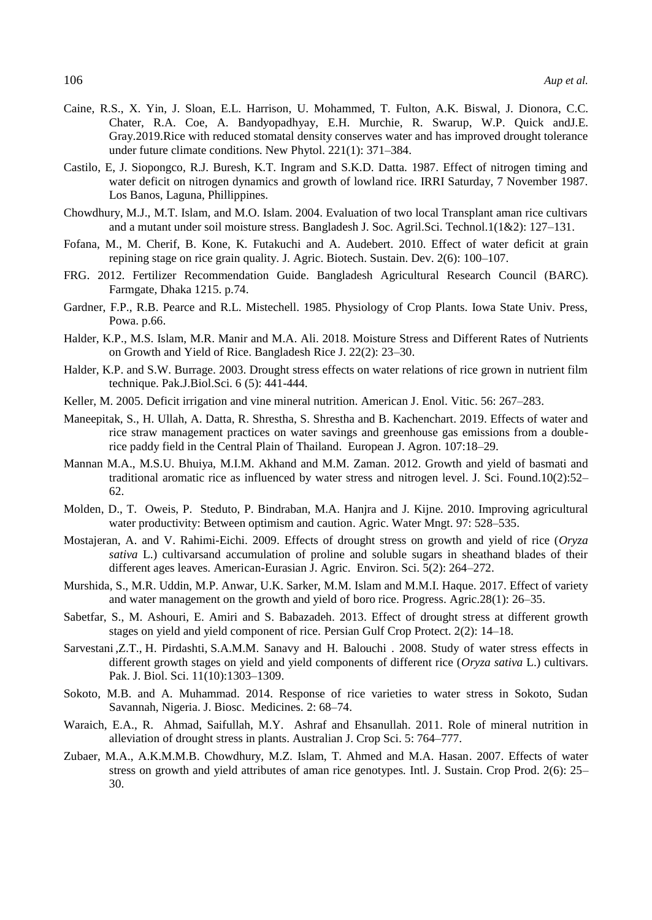Caine, R.S., X. Yin, J. Sloan, E.L. Harrison, U. Mohammed, T. Fulton, A.K. Biswal, J. Dionora, C.C. Chater, R.A. Coe, A. Bandyopadhyay, E.H. Murchie, R. Swarup, W.P. Quick andJ.E. Gray.2019.Rice with reduced stomatal density conserves water and has improved drought tolerance under future climate conditions. New Phytol. 221(1): 371–384.

Castilo, E, J. Siopongco, R.J. Buresh, K.T. Ingram and S.K.D. Datta. 1987. Effect of nitrogen timing and water deficit on nitrogen dynamics and growth of lowland rice. IRRI Saturday, 7 November 1987. Los Banos, Laguna, Phillippines.

Chowdhury, M.J., M.T. Islam, and M.O. Islam. 2004. Evaluation of two local Transplant aman rice cultivars and a mutant under soil moisture stress. Bangladesh J. Soc. Agril.Sci. Technol.1(1&2): 127–131.

Fofana, M., M. Cherif, B. Kone, K. Futakuchi and A. Audebert. 2010. Effect of water deficit at grain repining stage on rice grain quality. J. Agric. Biotech. Sustain. Dev. 2(6): 100–107.

FRG. 2012. Fertilizer Recommendation Guide. Bangladesh Agricultural Research Council (BARC). Farmgate, Dhaka 1215. p.74.

Gardner, F.P., R.B. Pearce and R.L. Mistechell. 1985. Physiology of Crop Plants. Iowa State Univ. Press, Powa. p.66.

Halder, K.P., M.S. Islam, M.R. Manir and M.A. Ali. 2018. Moisture Stress and Different Rates of Nutrients on Growth and Yield of Rice. Bangladesh Rice J. 22(2): 23–30.

Halder, K.P. and S.W. Burrage. 2003. Drought stress effects on water relations of rice grown in nutrient film technique. Pak.J.Biol.Sci. 6 (5): 441-444.

Keller, M. 2005. Deficit irrigation and vine mineral nutrition. American J. Enol. Vitic. 56: 267–283.

Maneepitak, S., H. Ullah, A. Datta, R. Shrestha, S. Shrestha and B. Kachenchart. 2019. Effects of water and rice straw management practices on water savings and greenhouse gas emissions from a double-rice paddy field in the Central Plain of Thailand. European J. Agron. 107:18–29.

Mannan M.A., M.S.U. Bhuiya, M.I.M. Akhand and M.M. Zaman. 2012. Growth and yield of basmati and traditional aromatic rice as influenced by water stress and nitrogen level. J. Sci. Found.10(2):52–62.

Molden, D., T. Oweis, P. Steduto, P. Bindraban, M.A. Hanjra and J. Kijne. 2010. Improving agricultural water productivity: Between optimism and caution. Agric. Water Mngt. 97: 528–535.

Mostajeran, A. and V. Rahimi-Eichi. 2009. Effects of drought stress on growth and yield of rice (*Oryza sativa* L.) cultivarsand accumulation of proline and soluble sugars in sheathand blades of their different ages leaves. American-Eurasian J. Agric. Environ. Sci. 5(2): 264–272.

Murshida, S., M.R. Uddin, M.P. Anwar, U.K. Sarker, M.M. Islam and M.M.I. Haque. 2017. Effect of variety and water management on the growth and yield of boro rice. Progress. Agric.28(1): 26–35.

Sabetfar, S., M. Ashouri, E. Amiri and S. Babazadeh. 2013. Effect of drought stress at different growth stages on yield and yield component of rice. Persian Gulf Crop Protect. 2(2): 14–18.

Sarvestani ,Z.T., H. Pirdashti, S.A.M.M. Sanavy and H. Balouchi . 2008. Study of water stress effects in different growth stages on yield and yield components of different rice (*Oryza sativa* L.) cultivars. Pak. J. Biol. Sci. 11(10):1303–1309.

Sokoto, M.B. and A. Muhammad. 2014. Response of rice varieties to water stress in Sokoto, Sudan Savannah, Nigeria. J. Biosc. Medicines. 2: 68–74.

Waraich, E.A., R. Ahmad, Saifullah, M.Y. Ashraf and Ehsanullah. 2011. Role of mineral nutrition in alleviation of drought stress in plants. Australian J. Crop Sci. 5: 764–777.

Zubaer, M.A., A.K.M.M.B. Chowdhury, M.Z. Islam, T. Ahmed and M.A. Hasan. 2007. Effects of water stress on growth and yield attributes of aman rice genotypes. Intl. J. Sustain. Crop Prod. 2(6): 25–30.